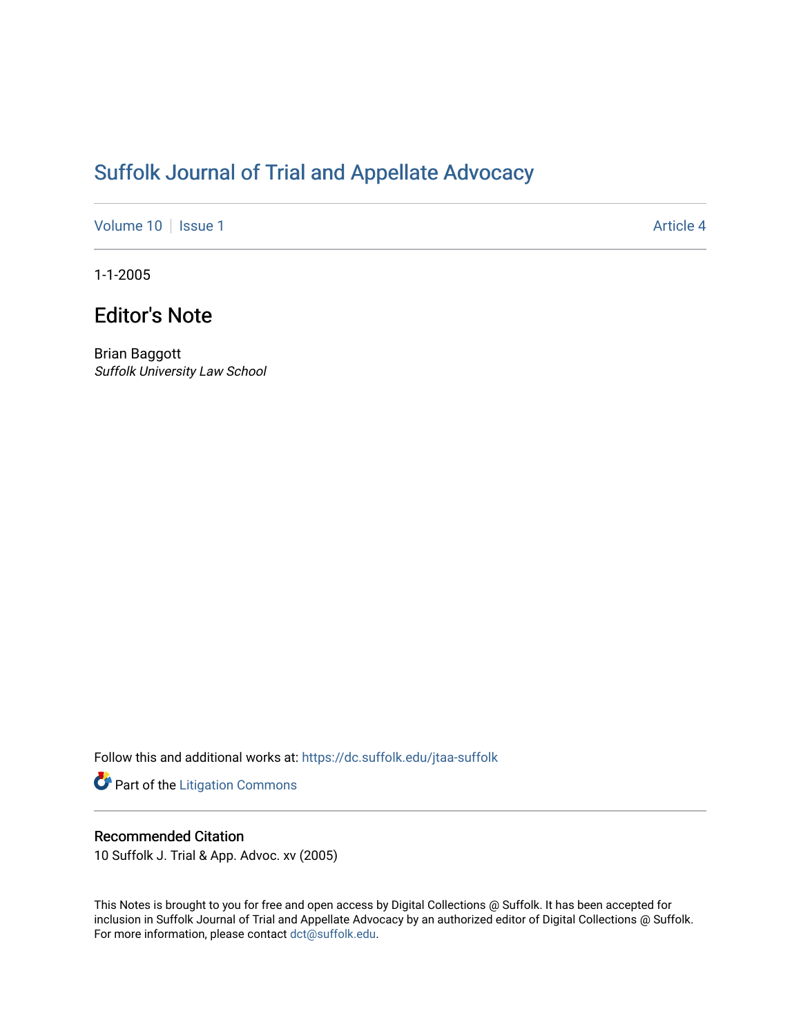# Suffolk Journal of Trial and Appellate Advocacy

Volume 10 | Issue 1 | Article 4

1-1-2005

## Editor's Note

Brian Baggott
*Suffolk University Law School*

Follow this and additional works at: https://dc.suffolk.edu/jtaa-suffolk

Part of the Litigation Commons

### Recommended Citation

10 Suffolk J. Trial & App. Advoc. xv (2005)

This Notes is brought to you for free and open access by Digital Collections @ Suffolk. It has been accepted for inclusion in Suffolk Journal of Trial and Appellate Advocacy by an authorized editor of Digital Collections @ Suffolk. For more information, please contact dct@suffolk.edu.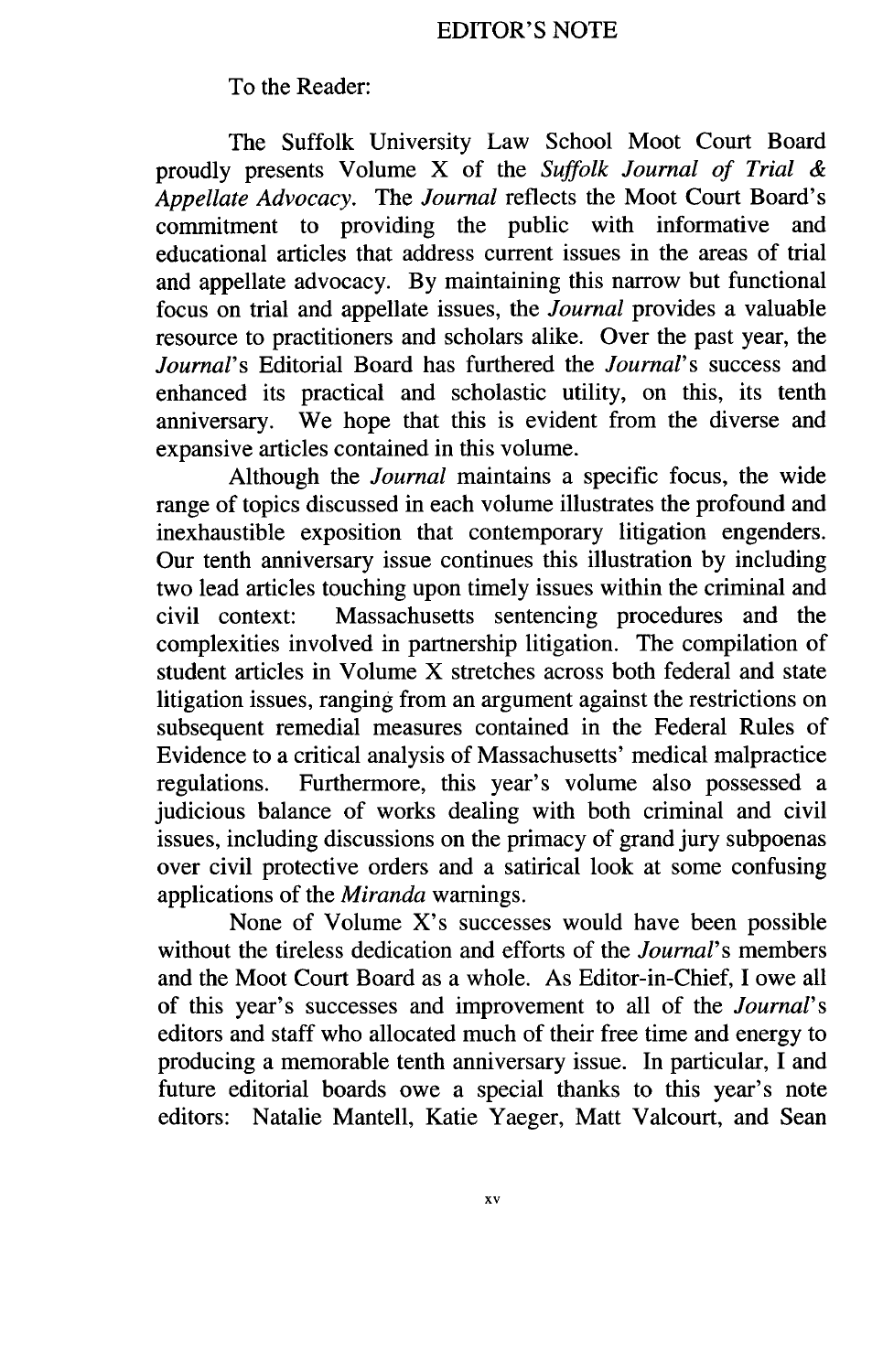# EDITOR'S NOTE

To the Reader:

The Suffolk University Law School Moot Court Board proudly presents Volume X of the *Suffolk Journal of Trial & Appellate Advocacy*. The *Journal* reflects the Moot Court Board's commitment to providing the public with informative and educational articles that address current issues in the areas of trial and appellate advocacy. By maintaining this narrow but functional focus on trial and appellate issues, the *Journal* provides a valuable resource to practitioners and scholars alike. Over the past year, the *Journal*'s Editorial Board has furthered the *Journal*'s success and enhanced its practical and scholastic utility, on this, its tenth anniversary. We hope that this is evident from the diverse and expansive articles contained in this volume.

Although the *Journal* maintains a specific focus, the wide range of topics discussed in each volume illustrates the profound and inexhaustible exposition that contemporary litigation engenders. Our tenth anniversary issue continues this illustration by including two lead articles touching upon timely issues within the criminal and civil context: Massachusetts sentencing procedures and the complexities involved in partnership litigation. The compilation of student articles in Volume X stretches across both federal and state litigation issues, ranging from an argument against the restrictions on subsequent remedial measures contained in the Federal Rules of Evidence to a critical analysis of Massachusetts' medical malpractice regulations. Furthermore, this year's volume also possessed a judicious balance of works dealing with both criminal and civil issues, including discussions on the primacy of grand jury subpoenas over civil protective orders and a satirical look at some confusing applications of the *Miranda* warnings.

None of Volume X's successes would have been possible without the tireless dedication and efforts of the *Journal*'s members and the Moot Court Board as a whole. As Editor-in-Chief, I owe all of this year's successes and improvement to all of the *Journal*'s editors and staff who allocated much of their free time and energy to producing a memorable tenth anniversary issue. In particular, I and future editorial boards owe a special thanks to this year's note editors: Natalie Mantell, Katie Yaeger, Matt Valcourt, and Sean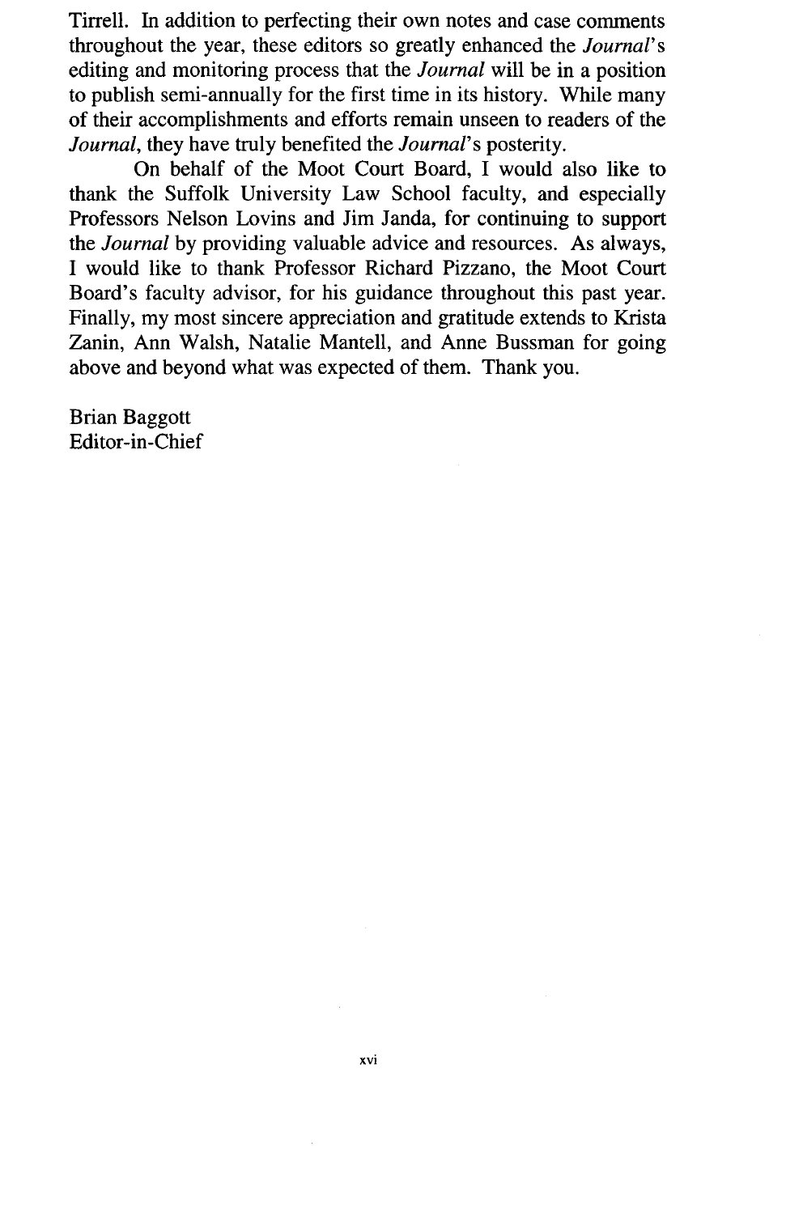Tirrell. In addition to perfecting their own notes and case comments throughout the year, these editors so greatly enhanced the *Journal*'s editing and monitoring process that the *Journal* will be in a position to publish semi-annually for the first time in its history. While many of their accomplishments and efforts remain unseen to readers of the *Journal*, they have truly benefited the *Journal*'s posterity.

On behalf of the Moot Court Board, I would also like to thank the Suffolk University Law School faculty, and especially Professors Nelson Lovins and Jim Janda, for continuing to support the *Journal* by providing valuable advice and resources. As always, I would like to thank Professor Richard Pizzano, the Moot Court Board's faculty advisor, for his guidance throughout this past year. Finally, my most sincere appreciation and gratitude extends to Krista Zanin, Ann Walsh, Natalie Mantell, and Anne Bussman for going above and beyond what was expected of them. Thank you.

Brian Baggott
Editor-in-Chief